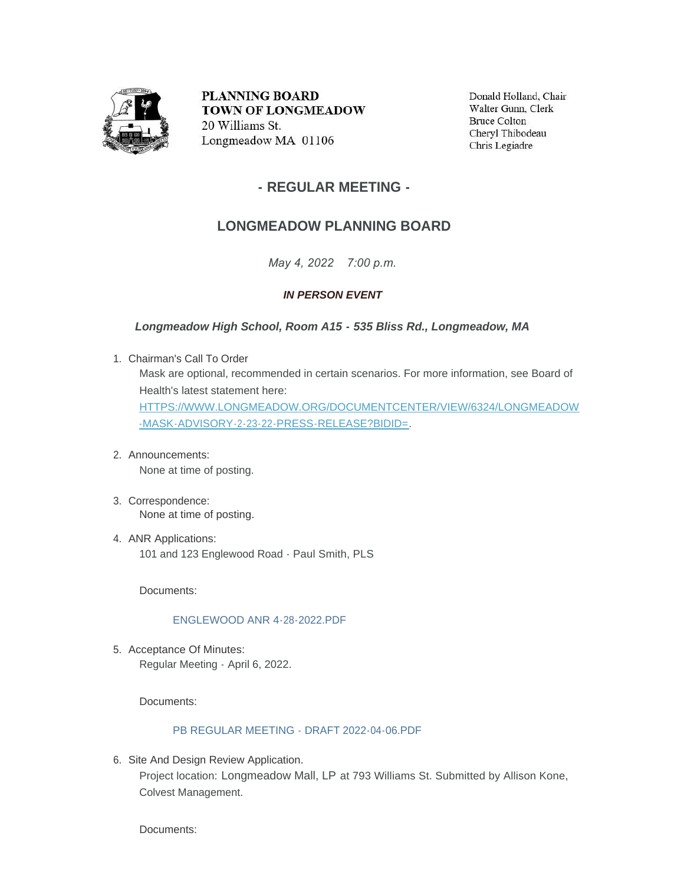**PLANNING BOARD**
**TOWN OF LONGMEADOW**
20 Williams St.
Longmeadow MA 01106

Donald Holland, Chair
Walter Gunn, Clerk
Bruce Colton
Cheryl Thibodeau
Chris Legiadre

## - REGULAR MEETING -

## LONGMEADOW PLANNING BOARD

*May 4, 2022 7:00 p.m.*

***IN PERSON EVENT***

***Longmeadow High School, Room A15 - 535 Bliss Rd., Longmeadow, MA***

1. Chairman's Call To Order
   Mask are optional, recommended in certain scenarios. For more information, see Board of Health's latest statement here: HTTPS://WWW.LONGMEADOW.ORG/DOCUMENTCENTER/VIEW/6324/LONGMEADOW-MASK-ADVISORY-2-23-22-PRESS-RELEASE?BIDID=.

2. Announcements:
   None at time of posting.

3. Correspondence:
   None at time of posting.

4. ANR Applications:
   101 and 123 Englewood Road - Paul Smith, PLS

   Documents:

   ENGLEWOOD ANR 4-28-2022.PDF

5. Acceptance Of Minutes:
   Regular Meeting - April 6, 2022.

   Documents:

   PB REGULAR MEETING - DRAFT 2022-04-06.PDF

6. Site And Design Review Application.
   Project location: Longmeadow Mall, LP at 793 Williams St. Submitted by Allison Kone, Colvest Management.

   Documents: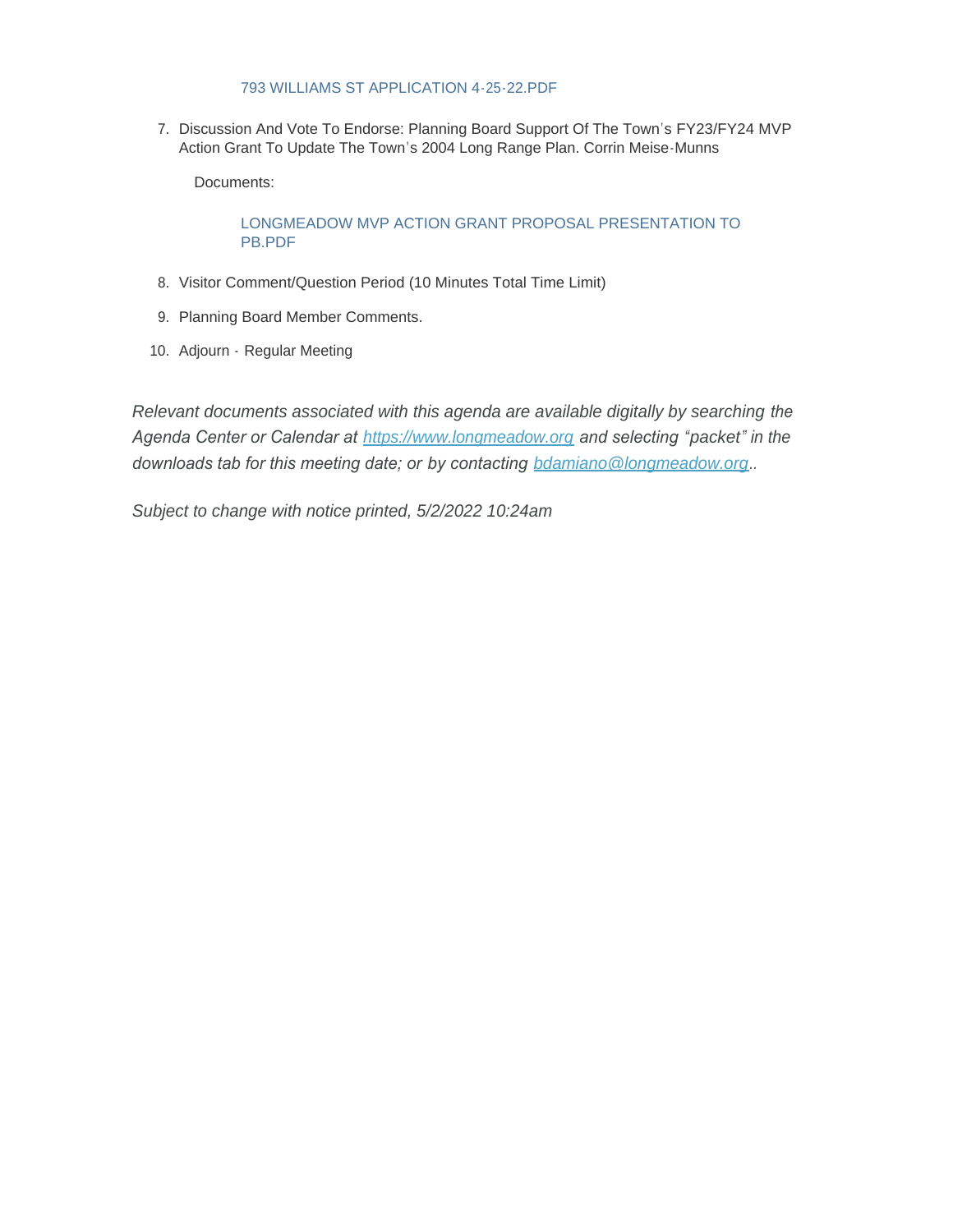793 WILLIAMS ST APPLICATION 4-25-22.PDF

7. Discussion And Vote To Endorse: Planning Board Support Of The Town's FY23/FY24 MVP Action Grant To Update The Town's 2004 Long Range Plan. Corrin Meise-Munns

   Documents:

   LONGMEADOW MVP ACTION GRANT PROPOSAL PRESENTATION TO PB.PDF

8. Visitor Comment/Question Period (10 Minutes Total Time Limit)
9. Planning Board Member Comments.
10. Adjourn - Regular Meeting

*Relevant documents associated with this agenda are available digitally by searching the Agenda Center or Calendar at [https://www.longmeadow.org](https://www.longmeadow.org) and selecting "packet" in the downloads tab for this meeting date; or by contacting [bdamiano@longmeadow.org](mailto:bdamiano@longmeadow.org)..*

*Subject to change with notice printed, 5/2/2022 10:24am*